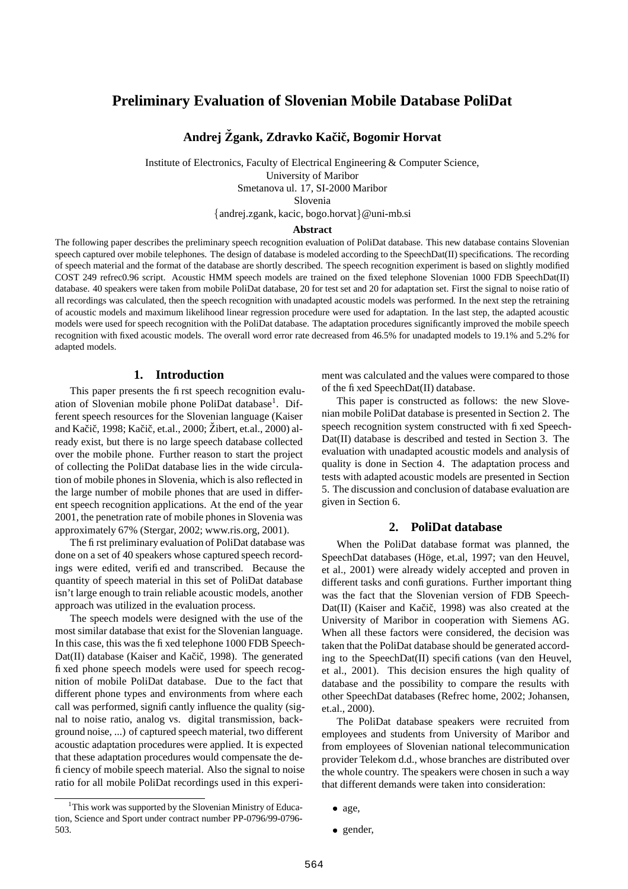# Preliminary Evaluation of Slovenian Mobile Database PoliDat

**Andrej Žgank, Zdravko Kačič, Bogomir Horvat**

Institute of Electronics, Faculty of Electrical Engineering & Computer Science,
University of Maribor
Smetanova ul. 17, SI-2000 Maribor
Slovenia
{andrej.zgank, kacic, bogo.horvat}@uni-mb.si

**Abstract**

The following paper describes the preliminary speech recognition evaluation of PoliDat database. This new database contains Slovenian speech captured over mobile telephones. The design of database is modeled according to the SpeechDat(II) specifications. The recording of speech material and the format of the database are shortly described. The speech recognition experiment is based on slightly modified COST 249 refrec0.96 script. Acoustic HMM speech models are trained on the fixed telephone Slovenian 1000 FDB SpeechDat(II) database. 40 speakers were taken from mobile PoliDat database, 20 for test set and 20 for adaptation set. First the signal to noise ratio of all recordings was calculated, then the speech recognition with unadapted acoustic models was performed. In the next step the retraining of acoustic models and maximum likelihood linear regression procedure were used for adaptation. In the last step, the adapted acoustic models were used for speech recognition with the PoliDat database. The adaptation procedures significantly improved the mobile speech recognition with fixed acoustic models. The overall word error rate decreased from 46.5% for unadapted models to 19.1% and 5.2% for adapted models.

## 1. Introduction

This paper presents the first speech recognition evaluation of Slovenian mobile phone PoliDat database[1]. Different speech resources for the Slovenian language (Kaiser and Kačič, 1998; Kačič, et.al., 2000; Žibert, et.al., 2000) already exist, but there is no large speech database collected over the mobile phone. Further reason to start the project of collecting the PoliDat database lies in the wide circulation of mobile phones in Slovenia, which is also reflected in the large number of mobile phones that are used in different speech recognition applications. At the end of the year 2001, the penetration rate of mobile phones in Slovenia was approximately 67% (Stergar, 2002; www.ris.org, 2001).

The first preliminary evaluation of PoliDat database was done on a set of 40 speakers whose captured speech recordings were edited, verified and transcribed. Because the quantity of speech material in this set of PoliDat database isn't large enough to train reliable acoustic models, another approach was utilized in the evaluation process.

The speech models were designed with the use of the most similar database that exist for the Slovenian language. In this case, this was the fixed telephone 1000 FDB SpeechDat(II) database (Kaiser and Kačič, 1998). The generated fixed phone speech models were used for speech recognition of mobile PoliDat database. Due to the fact that different phone types and environments from where each call was performed, significantly influence the quality (signal to noise ratio, analog vs. digital transmission, background noise, ...) of captured speech material, two different acoustic adaptation procedures were applied. It is expected that these adaptation procedures would compensate the deficiency of mobile speech material. Also the signal to noise ratio for all mobile PoliDat recordings used in this experiment was calculated and the values were compared to those of the fixed SpeechDat(II) database.

This paper is constructed as follows: the new Slovenian mobile PoliDat database is presented in Section 2. The speech recognition system constructed with fixed SpeechDat(II) database is described and tested in Section 3. The evaluation with unadapted acoustic models and analysis of quality is done in Section 4. The adaptation process and tests with adapted acoustic models are presented in Section 5. The discussion and conclusion of database evaluation are given in Section 6.

## 2. PoliDat database

When the PoliDat database format was planned, the SpeechDat databases (Höge, et.al, 1997; van den Heuvel, et al., 2001) were already widely accepted and proven in different tasks and configurations. Further important thing was the fact that the Slovenian version of FDB SpeechDat(II) (Kaiser and Kačič, 1998) was also created at the University of Maribor in cooperation with Siemens AG. When all these factors were considered, the decision was taken that the PoliDat database should be generated according to the SpeechDat(II) specifications (van den Heuvel, et al., 2001). This decision ensures the high quality of database and the possibility to compare the results with other SpeechDat databases (Refrec home, 2002; Johansen, et.al., 2000).

The PoliDat database speakers were recruited from employees and students from University of Maribor and from employees of Slovenian national telecommunication provider Telekom d.d., whose branches are distributed over the whole country. The speakers were chosen in such a way that different demands were taken into consideration:

- age,
- gender,

[1] This work was supported by the Slovenian Ministry of Education, Science and Sport under contract number PP-0796/99-0796-503.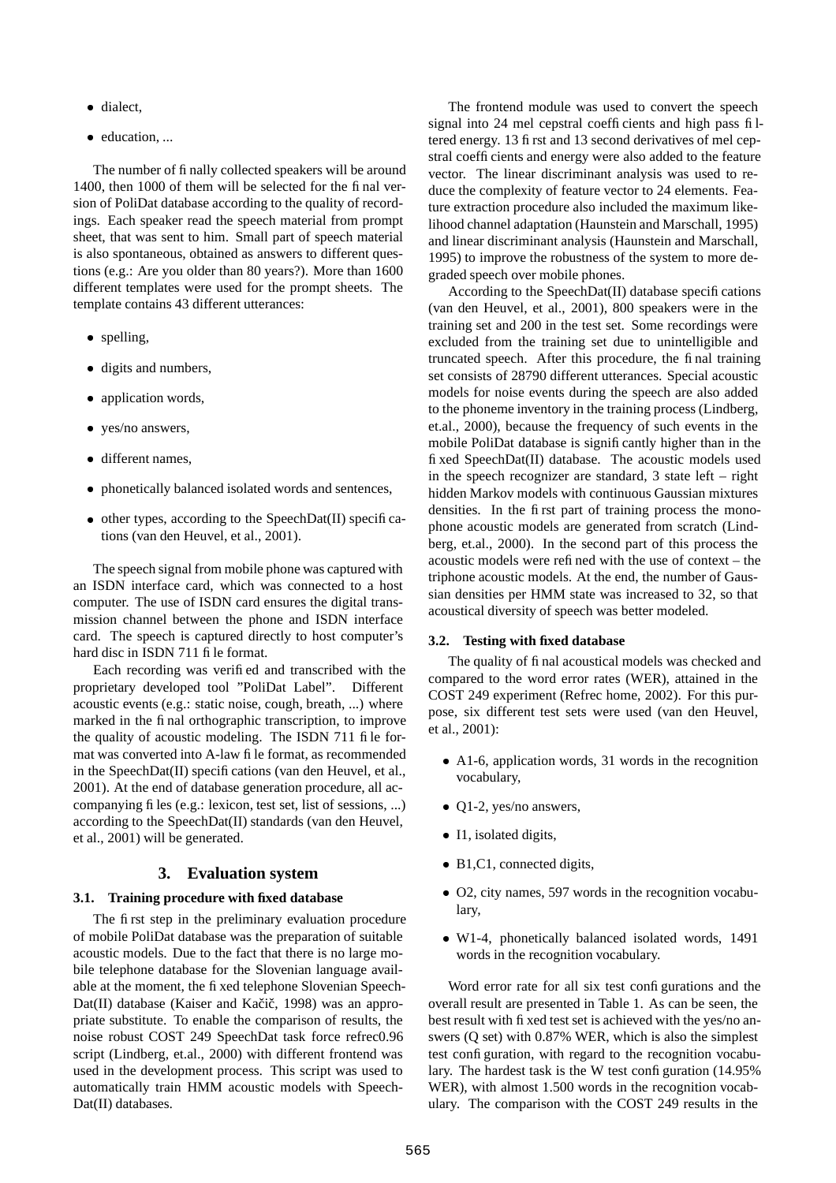- dialect,
- education, ...

The number of finally collected speakers will be around 1400, then 1000 of them will be selected for the final version of PoliDat database according to the quality of recordings. Each speaker read the speech material from prompt sheet, that was sent to him. Small part of speech material is also spontaneous, obtained as answers to different questions (e.g.: Are you older than 80 years?). More than 1600 different templates were used for the prompt sheets. The template contains 43 different utterances:

- spelling,
- digits and numbers,
- application words,
- yes/no answers,
- different names,
- phonetically balanced isolated words and sentences,
- other types, according to the SpeechDat(II) specifications (van den Heuvel, et al., 2001).

The speech signal from mobile phone was captured with an ISDN interface card, which was connected to a host computer. The use of ISDN card ensures the digital transmission channel between the phone and ISDN interface card. The speech is captured directly to host computer's hard disc in ISDN 711 file format.

Each recording was verified and transcribed with the proprietary developed tool "PoliDat Label". Different acoustic events (e.g.: static noise, cough, breath, ...) where marked in the final orthographic transcription, to improve the quality of acoustic modeling. The ISDN 711 file format was converted into A-law file format, as recommended in the SpeechDat(II) specifications (van den Heuvel, et al., 2001). At the end of database generation procedure, all accompanying files (e.g.: lexicon, test set, list of sessions, ...) according to the SpeechDat(II) standards (van den Heuvel, et al., 2001) will be generated.

## 3. Evaluation system

### 3.1. Training procedure with fixed database

The first step in the preliminary evaluation procedure of mobile PoliDat database was the preparation of suitable acoustic models. Due to the fact that there is no large mobile telephone database for the Slovenian language available at the moment, the fixed telephone Slovenian SpeechDat(II) database (Kaiser and Kačič, 1998) was an appropriate substitute. To enable the comparison of results, the noise robust COST 249 SpeechDat task force refrec0.96 script (Lindberg, et.al., 2000) with different frontend was used in the development process. This script was used to automatically train HMM acoustic models with SpeechDat(II) databases.

The frontend module was used to convert the speech signal into 24 mel cepstral coefficients and high pass filtered energy. 13 first and 13 second derivatives of mel cepstral coefficients and energy were also added to the feature vector. The linear discriminant analysis was used to reduce the complexity of feature vector to 24 elements. Feature extraction procedure also included the maximum likelihood channel adaptation (Haunstein and Marschall, 1995) and linear discriminant analysis (Haunstein and Marschall, 1995) to improve the robustness of the system to more degraded speech over mobile phones.

According to the SpeechDat(II) database specifications (van den Heuvel, et al., 2001), 800 speakers were in the training set and 200 in the test set. Some recordings were excluded from the training set due to unintelligible and truncated speech. After this procedure, the final training set consists of 28790 different utterances. Special acoustic models for noise events during the speech are also added to the phoneme inventory in the training process (Lindberg, et.al., 2000), because the frequency of such events in the mobile PoliDat database is significantly higher than in the fixed SpeechDat(II) database. The acoustic models used in the speech recognizer are standard, 3 state left – right hidden Markov models with continuous Gaussian mixtures densities. In the first part of training process the monophone acoustic models are generated from scratch (Lindberg, et.al., 2000). In the second part of this process the acoustic models were refined with the use of context – the triphone acoustic models. At the end, the number of Gaussian densities per HMM state was increased to 32, so that acoustical diversity of speech was better modeled.

### 3.2. Testing with fixed database

The quality of final acoustical models was checked and compared to the word error rates (WER), attained in the COST 249 experiment (Refrec home, 2002). For this purpose, six different test sets were used (van den Heuvel, et al., 2001):

- A1-6, application words, 31 words in the recognition vocabulary,
- Q1-2, yes/no answers,
- I1, isolated digits,
- B1,C1, connected digits,
- O2, city names, 597 words in the recognition vocabulary,
- W1-4, phonetically balanced isolated words, 1491 words in the recognition vocabulary.

Word error rate for all six test configurations and the overall result are presented in Table 1. As can be seen, the best result with fixed test set is achieved with the yes/no answers (Q set) with 0.87% WER, which is also the simplest test configuration, with regard to the recognition vocabulary. The hardest task is the W test configuration (14.95% WER), with almost 1.500 words in the recognition vocabulary. The comparison with the COST 249 results in the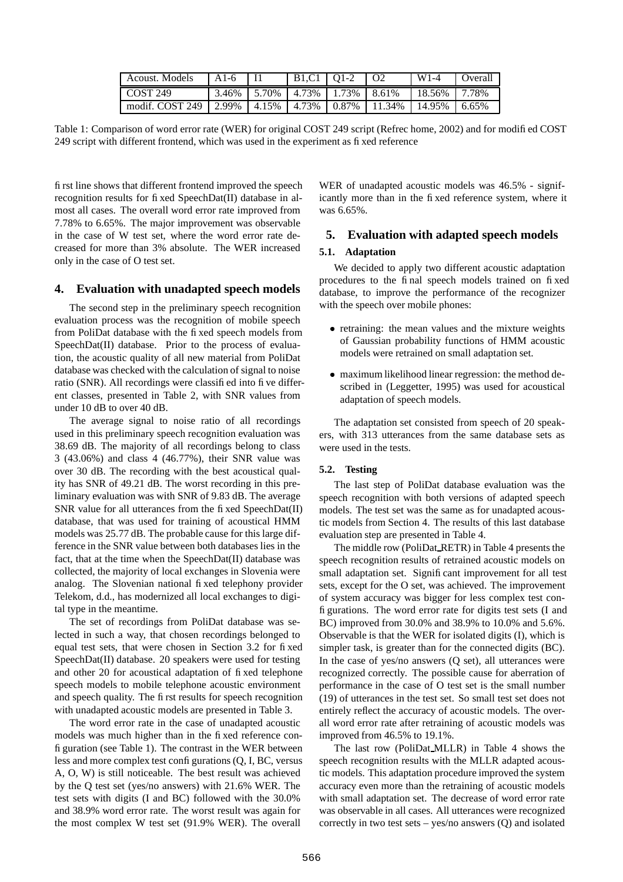| Acoust. Models | A1-6 | I1 | B1,C1 | Q1-2 | O2 | W1-4 | Overall |
|---|---|---|---|---|---|---|---|
| COST 249 | 3.46% | 5.70% | 4.73% | 1.73% | 8.61% | 18.56% | 7.78% |
| modif. COST 249 | 2.99% | 4.15% | 4.73% | 0.87% | 11.34% | 14.95% | 6.65% |

Table 1: Comparison of word error rate (WER) for original COST 249 script (Refrec home, 2002) and for modified COST 249 script with different frontend, which was used in the experiment as fixed reference

first line shows that different frontend improved the speech recognition results for fixed SpeechDat(II) database in almost all cases. The overall word error rate improved from 7.78% to 6.65%. The major improvement was observable in the case of W test set, where the word error rate decreased for more than 3% absolute. The WER increased only in the case of O test set.

## 4. Evaluation with unadapted speech models

The second step in the preliminary speech recognition evaluation process was the recognition of mobile speech from PoliDat database with the fixed speech models from SpeechDat(II) database. Prior to the process of evaluation, the acoustic quality of all new material from PoliDat database was checked with the calculation of signal to noise ratio (SNR). All recordings were classified into five different classes, presented in Table 2, with SNR values from under 10 dB to over 40 dB.

The average signal to noise ratio of all recordings used in this preliminary speech recognition evaluation was 38.69 dB. The majority of all recordings belong to class 3 (43.06%) and class 4 (46.77%), their SNR value was over 30 dB. The recording with the best acoustical quality has SNR of 49.21 dB. The worst recording in this preliminary evaluation was with SNR of 9.83 dB. The average SNR value for all utterances from the fixed SpeechDat(II) database, that was used for training of acoustical HMM models was 25.77 dB. The probable cause for this large difference in the SNR value between both databases lies in the fact, that at the time when the SpeechDat(II) database was collected, the majority of local exchanges in Slovenia were analog. The Slovenian national fixed telephony provider Telekom, d.d., has modernized all local exchanges to digital type in the meantime.

The set of recordings from PoliDat database was selected in such a way, that chosen recordings belonged to equal test sets, that were chosen in Section 3.2 for fixed SpeechDat(II) database. 20 speakers were used for testing and other 20 for acoustical adaptation of fixed telephone speech models to mobile telephone acoustic environment and speech quality. The first results for speech recognition with unadapted acoustic models are presented in Table 3.

The word error rate in the case of unadapted acoustic models was much higher than in the fixed reference configuration (see Table 1). The contrast in the WER between less and more complex test configurations (Q, I, BC, versus A, O, W) is still noticeable. The best result was achieved by the Q test set (yes/no answers) with 21.6% WER. The test sets with digits (I and BC) followed with the 30.0% and 38.9% word error rate. The worst result was again for the most complex W test set (91.9% WER). The overall WER of unadapted acoustic models was 46.5% - significantly more than in the fixed reference system, where it was 6.65%.

## 5. Evaluation with adapted speech models

### 5.1. Adaptation

We decided to apply two different acoustic adaptation procedures to the final speech models trained on fixed database, to improve the performance of the recognizer with the speech over mobile phones:

- retraining: the mean values and the mixture weights of Gaussian probability functions of HMM acoustic models were retrained on small adaptation set.
- maximum likelihood linear regression: the method described in (Leggetter, 1995) was used for acoustical adaptation of speech models.

The adaptation set consisted from speech of 20 speakers, with 313 utterances from the same database sets as were used in the tests.

### 5.2. Testing

The last step of PoliDat database evaluation was the speech recognition with both versions of adapted speech models. The test set was the same as for unadapted acoustic models from Section 4. The results of this last database evaluation step are presented in Table 4.

The middle row (PoliDat_RETR) in Table 4 presents the speech recognition results of retrained acoustic models on small adaptation set. Significant improvement for all test sets, except for the O set, was achieved. The improvement of system accuracy was bigger for less complex test configurations. The word error rate for digits test sets (I and BC) improved from 30.0% and 38.9% to 10.0% and 5.6%. Observable is that the WER for isolated digits (I), which is simpler task, is greater than for the connected digits (BC). In the case of yes/no answers (Q set), all utterances were recognized correctly. The possible cause for aberration of performance in the case of O test set is the small number (19) of utterances in the test set. So small test set does not entirely reflect the accuracy of acoustic models. The overall word error rate after retraining of acoustic models was improved from 46.5% to 19.1%.

The last row (PoliDat_MLLR) in Table 4 shows the speech recognition results with the MLLR adapted acoustic models. This adaptation procedure improved the system accuracy even more than the retraining of acoustic models with small adaptation set. The decrease of word error rate was observable in all cases. All utterances were recognized correctly in two test sets – yes/no answers (Q) and isolated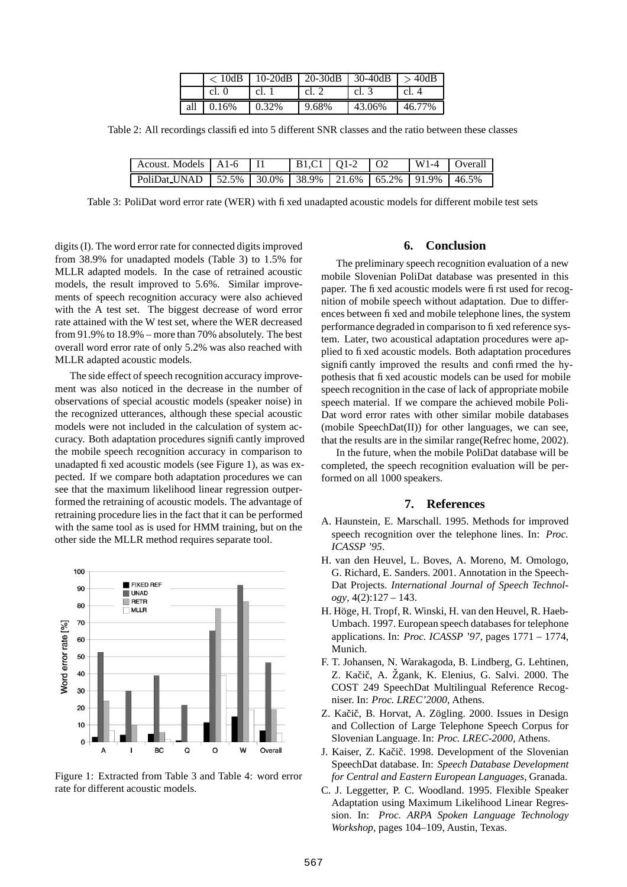|  | < 10dB | 10-20dB | 20-30dB | 30-40dB | > 40dB |
|---|---|---|---|---|---|
|  | cl. 0 | cl. 1 | cl. 2 | cl. 3 | cl. 4 |
| all | 0.16% | 0.32% | 9.68% | 43.06% | 46.77% |

Table 2: All recordings classified into 5 different SNR classes and the ratio between these classes

| Acoust. Models | A1-6 | I1 | B1,C1 | Q1-2 | O2 | W1-4 | Overall |
|---|---|---|---|---|---|---|---|
| PoliDat_UNAD | 52.5% | 30.0% | 38.9% | 21.6% | 65.2% | 91.9% | 46.5% |

Table 3: PoliDat word error rate (WER) with fixed unadapted acoustic models for different mobile test sets

digits (I). The word error rate for connected digits improved from 38.9% for unadapted models (Table 3) to 1.5% for MLLR adapted models. In the case of retrained acoustic models, the result improved to 5.6%. Similar improvements of speech recognition accuracy were also achieved with the A test set. The biggest decrease of word error rate attained with the W test set, where the WER decreased from 91.9% to 18.9% – more than 70% absolutely. The best overall word error rate of only 5.2% was also reached with MLLR adapted acoustic models.

The side effect of speech recognition accuracy improvement was also noticed in the decrease in the number of observations of special acoustic models (speaker noise) in the recognized utterances, although these special acoustic models were not included in the calculation of system accuracy. Both adaptation procedures significantly improved the mobile speech recognition accuracy in comparison to unadapted fixed acoustic models (see Figure 1), as was expected. If we compare both adaptation procedures we can see that the maximum likelihood linear regression outperformed the retraining of acoustic models. The advantage of retraining procedure lies in the fact that it can be performed with the same tool as is used for HMM training, but on the other side the MLLR method requires separate tool.

Figure 1: Extracted from Table 3 and Table 4: word error rate for different acoustic models.

## 6. Conclusion

The preliminary speech recognition evaluation of a new mobile Slovenian PoliDat database was presented in this paper. The fixed acoustic models were first used for recognition of mobile speech without adaptation. Due to differences between fixed and mobile telephone lines, the system performance degraded in comparison to fixed reference system. Later, two acoustical adaptation procedures were applied to fixed acoustic models. Both adaptation procedures significantly improved the results and confirmed the hypothesis that fixed acoustic models can be used for mobile speech recognition in the case of lack of appropriate mobile speech material. If we compare the achieved mobile PoliDat word error rates with other similar mobile databases (mobile SpeechDat(II)) for other languages, we can see, that the results are in the similar range(Refrec home, 2002).

In the future, when the mobile PoliDat database will be completed, the speech recognition evaluation will be performed on all 1000 speakers.

## 7. References

A. Haunstein, E. Marschall. 1995. Methods for improved speech recognition over the telephone lines. In: *Proc. ICASSP '95*.

H. van den Heuvel, L. Boves, A. Moreno, M. Omologo, G. Richard, E. Sanders. 2001. Annotation in the SpeechDat Projects. *International Journal of Speech Technology*, 4(2):127 – 143.

H. Höge, H. Tropf, R. Winski, H. van den Heuvel, R. Haeb-Umbach. 1997. European speech databases for telephone applications. In: *Proc. ICASSP '97*, pages 1771 – 1774, Munich.

F. T. Johansen, N. Warakagoda, B. Lindberg, G. Lehtinen, Z. Kačič, A. Žgank, K. Elenius, G. Salvi. 2000. The COST 249 SpeechDat Multilingual Reference Recogniser. In: *Proc. LREC'2000*, Athens.

Z. Kačič, B. Horvat, A. Zögling. 2000. Issues in Design and Collection of Large Telephone Speech Corpus for Slovenian Language. In: *Proc. LREC-2000*, Athens.

J. Kaiser, Z. Kačič. 1998. Development of the Slovenian SpeechDat database. In: *Speech Database Development for Central and Eastern European Languages*, Granada.

C. J. Leggetter, P. C. Woodland. 1995. Flexible Speaker Adaptation using Maximum Likelihood Linear Regression. In: *Proc. ARPA Spoken Language Technology Workshop*, pages 104–109, Austin, Texas.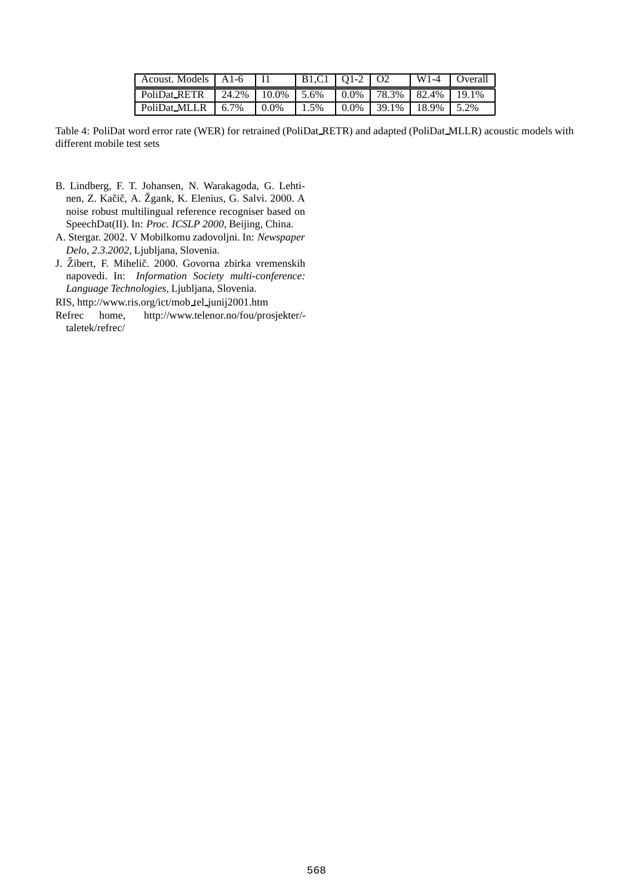| Acoust. Models | A1-6 | I1 | B1,C1 | Q1-2 | O2 | W1-4 | Overall |
|---|---|---|---|---|---|---|---|
| PoliDat_RETR | 24.2% | 10.0% | 5.6% | 0.0% | 78.3% | 82.4% | 19.1% |
| PoliDat_MLLR | 6.7% | 0.0% | 1.5% | 0.0% | 39.1% | 18.9% | 5.2% |

Table 4: PoliDat word error rate (WER) for retrained (PoliDat_RETR) and adapted (PoliDat_MLLR) acoustic models with different mobile test sets

B. Lindberg, F. T. Johansen, N. Warakagoda, G. Lehtinen, Z. Kačič, A. Žgank, K. Elenius, G. Salvi. 2000. A noise robust multilingual reference recogniser based on SpeechDat(II). In: *Proc. ICSLP 2000*, Beijing, China.

A. Stergar. 2002. V Mobilkomu zadovoljni. In: *Newspaper Delo, 2.3.2002*, Ljubljana, Slovenia.

J. Žibert, F. Mihelič. 2000. Govorna zbirka vremenskih napovedi. In: *Information Society multi-conference: Language Technologies*, Ljubljana, Slovenia.

RIS, http://www.ris.org/ict/mob_tel_junij2001.htm

Refrec home, http://www.telenor.no/fou/prosjekter/-taletek/refrec/